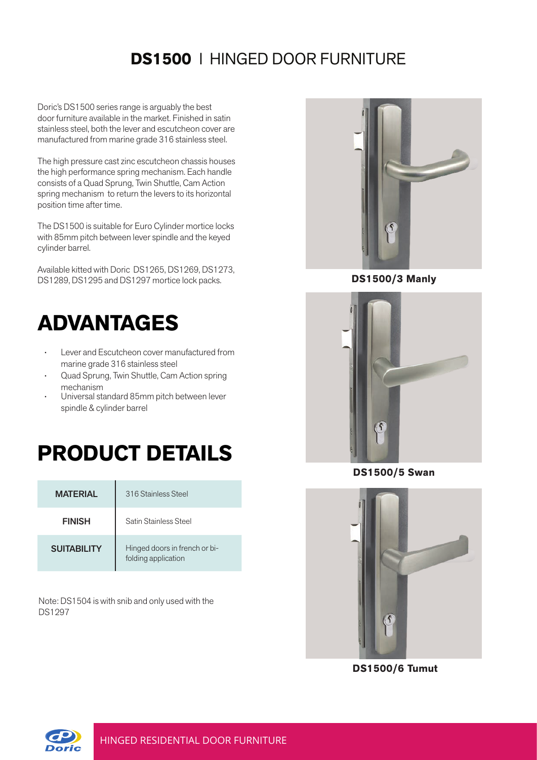# **DS1500** I HINGED DOOR FURNITURE

Doric's DS1500 series range is arguably the best door furniture available in the market. Finished in satin stainless steel, both the lever and escutcheon cover are manufactured from marine grade 316 stainless steel.

The high pressure cast zinc escutcheon chassis houses the high performance spring mechanism. Each handle consists of a Quad Sprung, Twin Shuttle, Cam Action spring mechanism to return the levers to its horizontal position time after time.

The DS1500 is suitable for Euro Cylinder mortice locks with 85mm pitch between lever spindle and the keyed cylinder barrel.

Available kitted with Doric DS1265, DS1269, DS1273, DS1289, DS1295 and DS1297 mortice lock packs.

## ADVANTAGES

- Lever and Escutcheon cover manufactured from marine grade 316 stainless steel
- Quad Sprung, Twin Shuttle, Cam Action spring mechanism
- Universal standard 85mm pitch between lever spindle & cylinder barrel

## PRODUCT DETAILS

| | |
|---|---|
| **MATERIAL** | 316 Stainless Steel |
| **FINISH** | Satin Stainless Steel |
| **SUITABILITY** | Hinged doors in french or bi-folding application |

Note: DS1504 is with snib and only used with the DS1297

**DS1500/3 Manly**

**DS1500/5 Swan**

**DS1500/6 Tumut**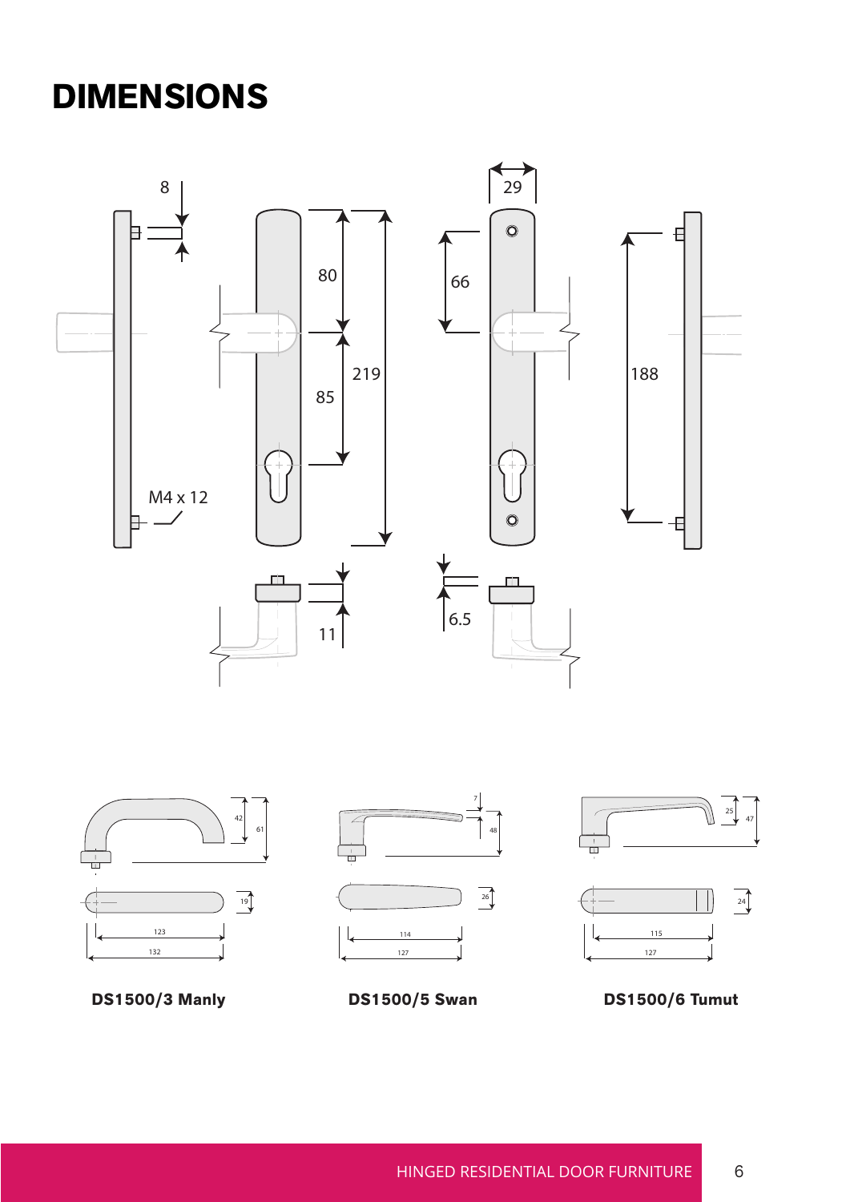# DIMENSIONS

8

80

219

85

M4 x 12

29

66

188

11

6.5

42

61

19

123

132

7

48

26

114

127

25

47

24

115

127

**DS1500/3 Manly**

**DS1500/5 Swan**

**DS1500/6 Tumut**